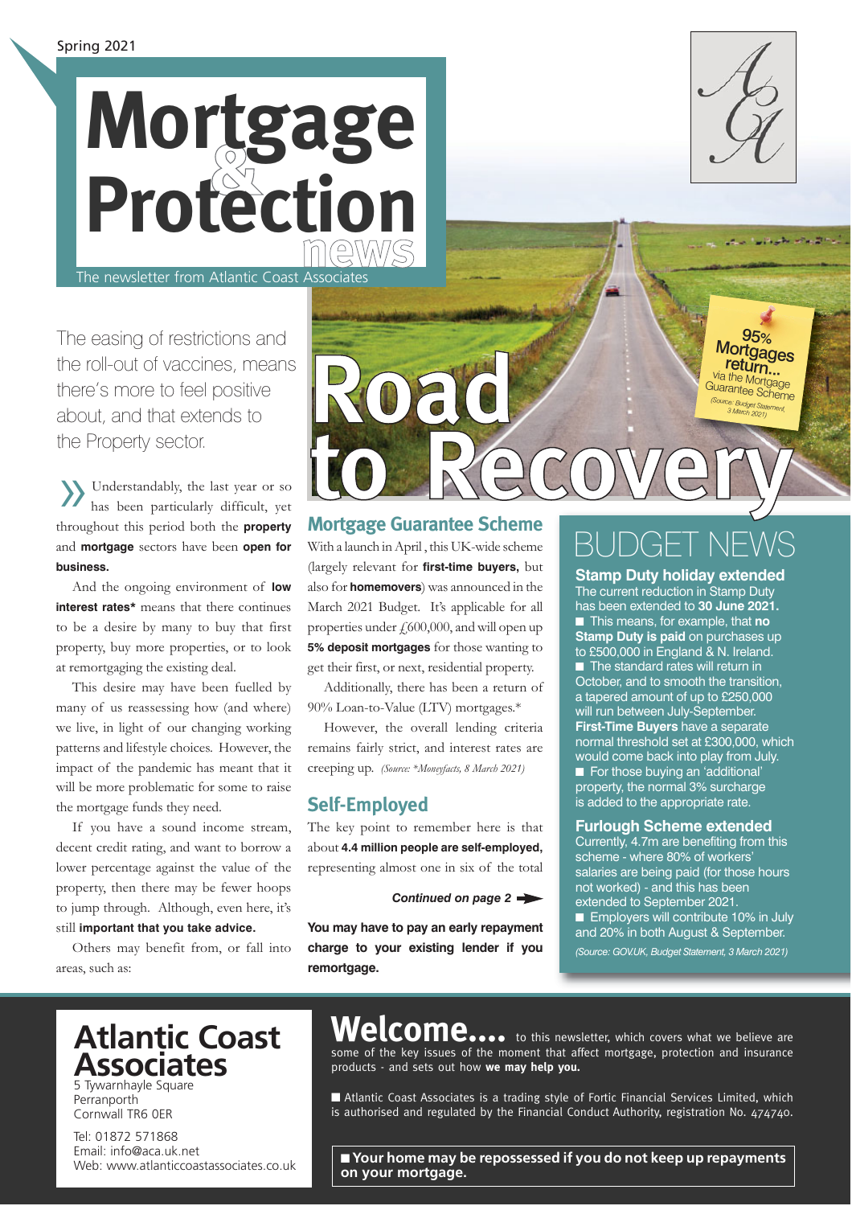Spring 2021

# Mortgage & Protection news

The newsletter from Atlantic Coast Associates

The easing of restrictions and the roll-out of vaccines, means there's more to feel positive about, and that extends to the Property sector.

# Road to Recovery

**95% Mortgages return...** via the Mortgage Guarantee Scheme *(Source: Budget Statement, 3 March 2021)*

Understandably, the last year or so has been particularly difficult, yet throughout this period both the **property** and **mortgage** sectors have been **open for business.**

And the ongoing environment of **low interest rates*** means that there continues to be a desire by many to buy that first property, buy more properties, or to look at remortgaging the existing deal.

This desire may have been fuelled by many of us reassessing how (and where) we live, in light of our changing working patterns and lifestyle choices. However, the impact of the pandemic has meant that it will be more problematic for some to raise the mortgage funds they need.

If you have a sound income stream, decent credit rating, and want to borrow a lower percentage against the value of the property, then there may be fewer hoops to jump through. Although, even here, it's still **important that you take advice.**

Others may benefit from, or fall into areas, such as:

## Mortgage Guarantee Scheme

With a launch in April, this UK-wide scheme (largely relevant for **first-time buyers,** but also for **homemovers**) was announced in the March 2021 Budget. It's applicable for all properties under £600,000, and will open up **5% deposit mortgages** for those wanting to get their first, or next, residential property.

Additionally, there has been a return of 90% Loan-to-Value (LTV) mortgages.*

However, the overall lending criteria remains fairly strict, and interest rates are creeping up. *(Source: *Moneyfacts, 8 March 2021)*

## Self-Employed

The key point to remember here is that about **4.4 million people are self-employed,** representing almost one in six of the total

***Continued on page 2***

**You may have to pay an early repayment charge to your existing lender if you remortgage.**

## BUDGET NEWS

### Stamp Duty holiday extended

The current reduction in Stamp Duty has been extended to **30 June 2021.**

- This means, for example, that **no Stamp Duty is paid** on purchases up to £500,000 in England & N. Ireland.
- The standard rates will return in October, and to smooth the transition, a tapered amount of up to £250,000 will run between July-September.

**First-Time Buyers** have a separate normal threshold set at £300,000, which would come back into play from July.

- For those buying an 'additional' property, the normal 3% surcharge is added to the appropriate rate.

### Furlough Scheme extended

Currently, 4.7m are benefiting from this scheme - where 80% of workers' salaries are being paid (for those hours not worked) - and this has been extended to September 2021.

- Employers will contribute 10% in July and 20% in both August & September.

*(Source: GOV.UK, Budget Statement, 3 March 2021)*

## Atlantic Coast Associates

5 Tywarnhayle Square
Perranporth
Cornwall TR6 0ER

Tel: 01872 571868
Email: info@aca.uk.net
Web: www.atlanticcoastassociates.co.uk

**Welcome....** to this newsletter, which covers what we believe are some of the key issues of the moment that affect mortgage, protection and insurance products - and sets out how **we may help you.**

- Atlantic Coast Associates is a trading style of Fortic Financial Services Limited, which is authorised and regulated by the Financial Conduct Authority, registration No. 474740.

**■ Your home may be repossessed if you do not keep up repayments on your mortgage.**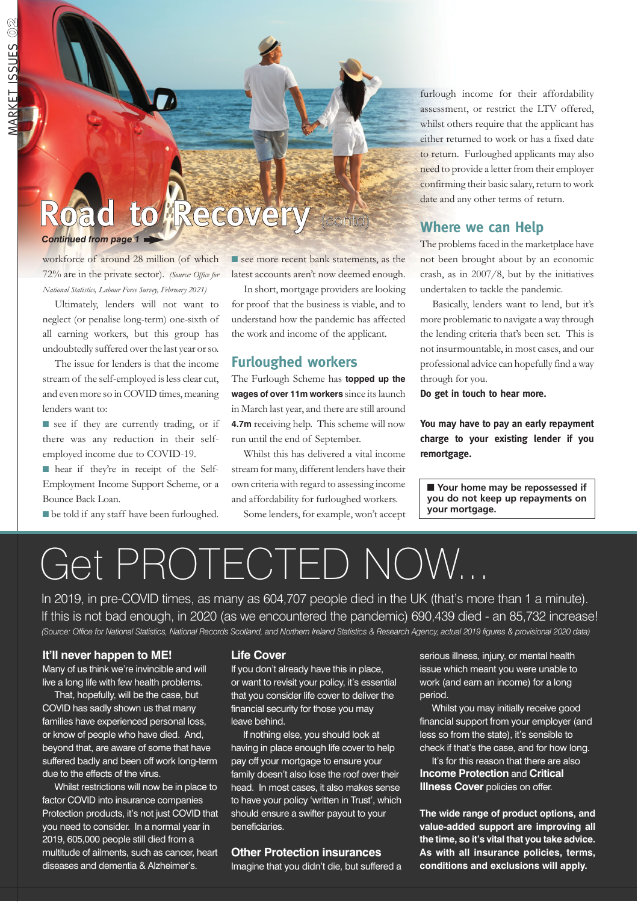# Road to Recovery (cont'd)

*Continued from page 1*

workforce of around 28 million (of which 72% are in the private sector). *(Source: Office for National Statistics, Labour Force Survey, February 2021)*

Ultimately, lenders will not want to neglect (or penalise long-term) one-sixth of all earning workers, but this group has undoubtedly suffered over the last year or so.

The issue for lenders is that the income stream of the self-employed is less clear cut, and even more so in COVID times, meaning lenders want to:

- see if they are currently trading, or if there was any reduction in their self-employed income due to COVID-19.
- hear if they're in receipt of the Self-Employment Income Support Scheme, or a Bounce Back Loan.
- be told if any staff have been furloughed.
- see more recent bank statements, as the latest accounts aren't now deemed enough.

In short, mortgage providers are looking for proof that the business is viable, and to understand how the pandemic has affected the work and income of the applicant.

## Furloughed workers

The Furlough Scheme has **topped up the wages of over 11m workers** since its launch in March last year, and there are still around **4.7m** receiving help. This scheme will now run until the end of September.

Whilst this has delivered a vital income stream for many, different lenders have their own criteria with regard to assessing income and affordability for furloughed workers.

Some lenders, for example, won't accept furlough income for their affordability assessment, or restrict the LTV offered, whilst others require that the applicant has either returned to work or has a fixed date to return. Furloughed applicants may also need to provide a letter from their employer confirming their basic salary, return to work date and any other terms of return.

## Where we can Help

The problems faced in the marketplace have not been brought about by an economic crash, as in 2007/8, but by the initiatives undertaken to tackle the pandemic.

Basically, lenders want to lend, but it's more problematic to navigate a way through the lending criteria that's been set. This is not insurmountable, in most cases, and our professional advice can hopefully find a way through for you.

**Do get in touch to hear more.**

**You may have to pay an early repayment charge to your existing lender if you remortgage.**

**■ Your home may be repossessed if you do not keep up repayments on your mortgage.**

# Get PROTECTED NOW...

In 2019, in pre-COVID times, as many as 604,707 people died in the UK (that's more than 1 a minute). If this is not bad enough, in 2020 (as we encountered the pandemic) 690,439 died - an 85,732 increase!

*(Source: Office for National Statistics, National Records Scotland, and Northern Ireland Statistics & Research Agency, actual 2019 figures & provisional 2020 data)*

### It'll never happen to ME!

Many of us think we're invincible and will live a long life with few health problems.

That, hopefully, will be the case, but COVID has sadly shown us that many families have experienced personal loss, or know of people who have died. And, beyond that, are aware of some that have suffered badly and been off work long-term due to the effects of the virus.

Whilst restrictions will now be in place to factor COVID into insurance companies Protection products, it's not just COVID that you need to consider. In a normal year in 2019, 605,000 people still died from a multitude of ailments, such as cancer, heart diseases and dementia & Alzheimer's.

### Life Cover

If you don't already have this in place, or want to revisit your policy, it's essential that you consider life cover to deliver the financial security for those you may leave behind.

If nothing else, you should look at having in place enough life cover to help pay off your mortgage to ensure your family doesn't also lose the roof over their head. In most cases, it also makes sense to have your policy 'written in Trust', which should ensure a swifter payout to your beneficiaries.

### Other Protection insurances

Imagine that you didn't die, but suffered a serious illness, injury, or mental health issue which meant you were unable to work (and earn an income) for a long period.

Whilst you may initially receive good financial support from your employer (and less so from the state), it's sensible to check if that's the case, and for how long.

It's for this reason that there are also **Income Protection** and **Critical Illness Cover** policies on offer.

**The wide range of product options, and value-added support are improving all the time, so it's vital that you take advice. As with all insurance policies, terms, conditions and exclusions will apply.**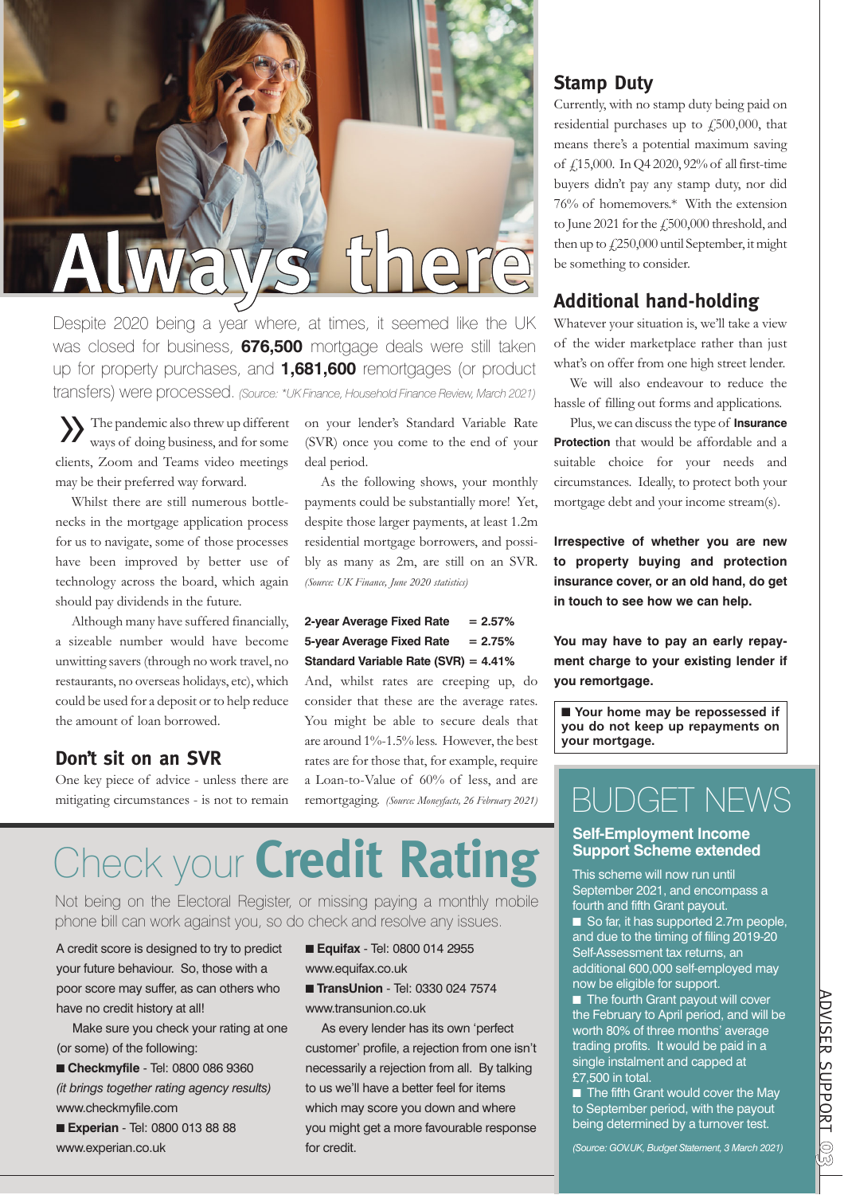# Always there

Despite 2020 being a year where, at times, it seemed like the UK was closed for business, **676,500** mortgage deals were still taken up for property purchases, and **1,681,600** remortgages (or product transfers) were processed. *(Source: \*UK Finance, Household Finance Review, March 2021)*

The pandemic also threw up different ways of doing business, and for some clients, Zoom and Teams video meetings may be their preferred way forward.

Whilst there are still numerous bottlenecks in the mortgage application process for us to navigate, some of those processes have been improved by better use of technology across the board, which again should pay dividends in the future.

Although many have suffered financially, a sizeable number would have become unwitting savers (through no work travel, no restaurants, no overseas holidays, etc), which could be used for a deposit or to help reduce the amount of loan borrowed.

## Don't sit on an SVR

One key piece of advice - unless there are mitigating circumstances - is not to remain on your lender's Standard Variable Rate (SVR) once you come to the end of your deal period.

As the following shows, your monthly payments could be substantially more! Yet, despite those larger payments, at least 1.2m residential mortgage borrowers, and possibly as many as 2m, are still on an SVR. *(Source: UK Finance, June 2020 statistics)*

**2-year Average Fixed Rate = 2.57%**
**5-year Average Fixed Rate = 2.75%**
**Standard Variable Rate (SVR) = 4.41%**

And, whilst rates are creeping up, do consider that these are the average rates. You might be able to secure deals that are around 1%-1.5% less. However, the best rates are for those that, for example, require a Loan-to-Value of 60% of less, and are remortgaging. *(Source: Moneyfacts, 26 February 2021)*

## Stamp Duty

Currently, with no stamp duty being paid on residential purchases up to £500,000, that means there's a potential maximum saving of £15,000. In Q4 2020, 92% of all first-time buyers didn't pay any stamp duty, nor did 76% of homemovers.\* With the extension to June 2021 for the £500,000 threshold, and then up to £250,000 until September, it might be something to consider.

## Additional hand-holding

Whatever your situation is, we'll take a view of the wider marketplace rather than just what's on offer from one high street lender.

We will also endeavour to reduce the hassle of filling out forms and applications.

Plus, we can discuss the type of **Insurance Protection** that would be affordable and a suitable choice for your needs and circumstances. Ideally, to protect both your mortgage debt and your income stream(s).

**Irrespective of whether you are new to property buying and protection insurance cover, or an old hand, do get in touch to see how we can help.**

**You may have to pay an early repayment charge to your existing lender if you remortgage.**

■ **Your home may be repossessed if you do not keep up repayments on your mortgage.**

# Check your Credit Rating

Not being on the Electoral Register, or missing paying a monthly mobile phone bill can work against you, so do check and resolve any issues.

A credit score is designed to try to predict your future behaviour. So, those with a poor score may suffer, as can others who have no credit history at all!

Make sure you check your rating at one (or some) of the following:

- **Checkmyfile** - Tel: 0800 086 9360
  *(it brings together rating agency results)*
  www.checkmyfile.com
- **Experian** - Tel: 0800 013 88 88
  www.experian.co.uk
- **Equifax** - Tel: 0800 014 2955
  www.equifax.co.uk
- **TransUnion** - Tel: 0330 024 7574
  www.transunion.co.uk

As every lender has its own 'perfect customer' profile, a rejection from one isn't necessarily a rejection from all. By talking to us we'll have a better feel for items which may score you down and where you might get a more favourable response for credit.

# BUDGET NEWS

## Self-Employment Income Support Scheme extended

This scheme will now run until September 2021, and encompass a fourth and fifth Grant payout.

- So far, it has supported 2.7m people, and due to the timing of filing 2019-20 Self-Assessment tax returns, an additional 600,000 self-employed may now be eligible for support.
- The fourth Grant payout will cover the February to April period, and will be worth 80% of three months' average trading profits. It would be paid in a single instalment and capped at £7,500 in total.
- The fifth Grant would cover the May to September period, with the payout being determined by a turnover test.

*(Source: GOV.UK, Budget Statement, 3 March 2021)*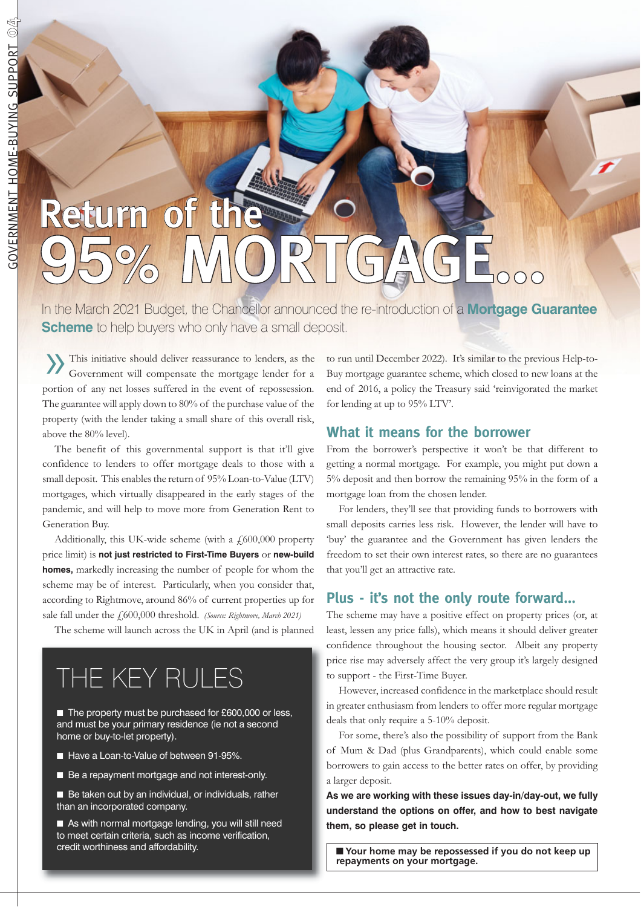# Return of the 95% MORTGAGE...

In the March 2021 Budget, the Chancellor announced the re-introduction of a **Mortgage Guarantee Scheme** to help buyers who only have a small deposit.

This initiative should deliver reassurance to lenders, as the Government will compensate the mortgage lender for a portion of any net losses suffered in the event of repossession. The guarantee will apply down to 80% of the purchase value of the property (with the lender taking a small share of this overall risk, above the 80% level).

The benefit of this governmental support is that it'll give confidence to lenders to offer mortgage deals to those with a small deposit. This enables the return of 95% Loan-to-Value (LTV) mortgages, which virtually disappeared in the early stages of the pandemic, and will help to move more from Generation Rent to Generation Buy.

Additionally, this UK-wide scheme (with a £600,000 property price limit) is **not just restricted to First-Time Buyers** or **new-build homes**, markedly increasing the number of people for whom the scheme may be of interest. Particularly, when you consider that, according to Rightmove, around 86% of current properties up for sale fall under the £600,000 threshold. *(Source: Rightmove, March 2021)*

The scheme will launch across the UK in April (and is planned to run until December 2022). It's similar to the previous Help-to-Buy mortgage guarantee scheme, which closed to new loans at the end of 2016, a policy the Treasury said 'reinvigorated the market for lending at up to 95% LTV'.

## THE KEY RULES

- The property must be purchased for £600,000 or less, and must be your primary residence (ie not a second home or buy-to-let property).
- Have a Loan-to-Value of between 91-95%.
- Be a repayment mortgage and not interest-only.
- Be taken out by an individual, or individuals, rather than an incorporated company.
- As with normal mortgage lending, you will still need to meet certain criteria, such as income verification, credit worthiness and affordability.

## What it means for the borrower

From the borrower's perspective it won't be that different to getting a normal mortgage. For example, you might put down a 5% deposit and then borrow the remaining 95% in the form of a mortgage loan from the chosen lender.

For lenders, they'll see that providing funds to borrowers with small deposits carries less risk. However, the lender will have to 'buy' the guarantee and the Government has given lenders the freedom to set their own interest rates, so there are no guarantees that you'll get an attractive rate.

## Plus - it's not the only route forward...

The scheme may have a positive effect on property prices (or, at least, lessen any price falls), which means it should deliver greater confidence throughout the housing sector. Albeit any property price rise may adversely affect the very group it's largely designed to support - the First-Time Buyer.

However, increased confidence in the marketplace should result in greater enthusiasm from lenders to offer more regular mortgage deals that only require a 5-10% deposit.

For some, there's also the possibility of support from the Bank of Mum & Dad (plus Grandparents), which could enable some borrowers to gain access to the better rates on offer, by providing a larger deposit.

**As we are working with these issues day-in/day-out, we fully understand the options on offer, and how to best navigate them, so please get in touch.**

**Your home may be repossessed if you do not keep up repayments on your mortgage.**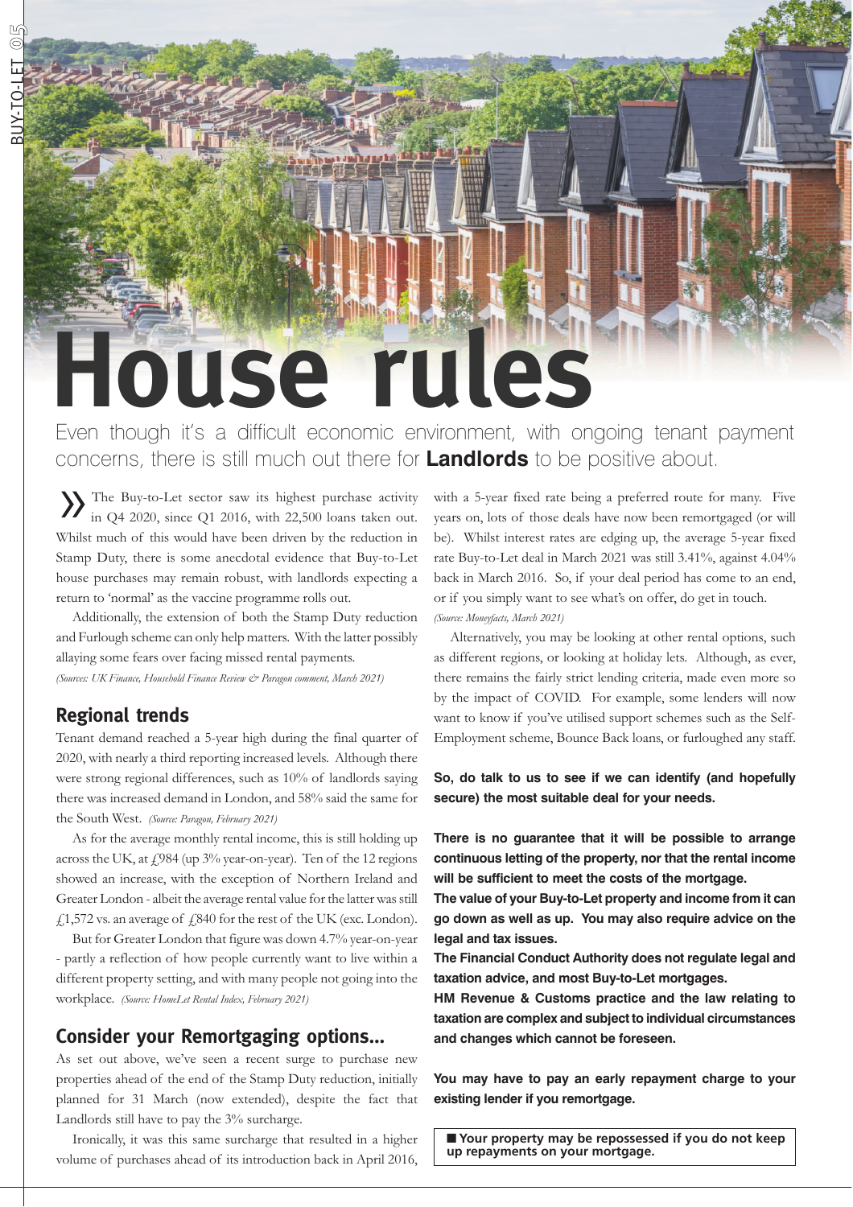# House rules

Even though it's a difficult economic environment, with ongoing tenant payment concerns, there is still much out there for **Landlords** to be positive about.

» The Buy-to-Let sector saw its highest purchase activity in Q4 2020, since Q1 2016, with 22,500 loans taken out. Whilst much of this would have been driven by the reduction in Stamp Duty, there is some anecdotal evidence that Buy-to-Let house purchases may remain robust, with landlords expecting a return to 'normal' as the vaccine programme rolls out.

Additionally, the extension of both the Stamp Duty reduction and Furlough scheme can only help matters. With the latter possibly allaying some fears over facing missed rental payments.

*(Sources: UK Finance, Household Finance Review & Paragon comment, March 2021)*

## Regional trends

Tenant demand reached a 5-year high during the final quarter of 2020, with nearly a third reporting increased levels. Although there were strong regional differences, such as 10% of landlords saying there was increased demand in London, and 58% said the same for the South West. *(Source: Paragon, February 2021)*

As for the average monthly rental income, this is still holding up across the UK, at £984 (up 3% year-on-year). Ten of the 12 regions showed an increase, with the exception of Northern Ireland and Greater London - albeit the average rental value for the latter was still £1,572 vs. an average of £840 for the rest of the UK (exc. London).

But for Greater London that figure was down 4.7% year-on-year - partly a reflection of how people currently want to live within a different property setting, and with many people not going into the workplace. *(Source: HomeLet Rental Index, February 2021)*

## Consider your Remortgaging options...

As set out above, we've seen a recent surge to purchase new properties ahead of the end of the Stamp Duty reduction, initially planned for 31 March (now extended), despite the fact that Landlords still have to pay the 3% surcharge.

Ironically, it was this same surcharge that resulted in a higher volume of purchases ahead of its introduction back in April 2016, with a 5-year fixed rate being a preferred route for many. Five years on, lots of those deals have now been remortgaged (or will be). Whilst interest rates are edging up, the average 5-year fixed rate Buy-to-Let deal in March 2021 was still 3.41%, against 4.04% back in March 2016. So, if your deal period has come to an end, or if you simply want to see what's on offer, do get in touch. *(Source: Moneyfacts, March 2021)*

Alternatively, you may be looking at other rental options, such as different regions, or looking at holiday lets. Although, as ever, there remains the fairly strict lending criteria, made even more so by the impact of COVID. For example, some lenders will now want to know if you've utilised support schemes such as the Self-Employment scheme, Bounce Back loans, or furloughed any staff.

**So, do talk to us to see if we can identify (and hopefully secure) the most suitable deal for your needs.**

**There is no guarantee that it will be possible to arrange continuous letting of the property, nor that the rental income will be sufficient to meet the costs of the mortgage.**

**The value of your Buy-to-Let property and income from it can go down as well as up. You may also require advice on the legal and tax issues.**

**The Financial Conduct Authority does not regulate legal and taxation advice, and most Buy-to-Let mortgages.**

**HM Revenue & Customs practice and the law relating to taxation are complex and subject to individual circumstances and changes which cannot be foreseen.**

**You may have to pay an early repayment charge to your existing lender if you remortgage.**

**■ Your property may be repossessed if you do not keep up repayments on your mortgage.**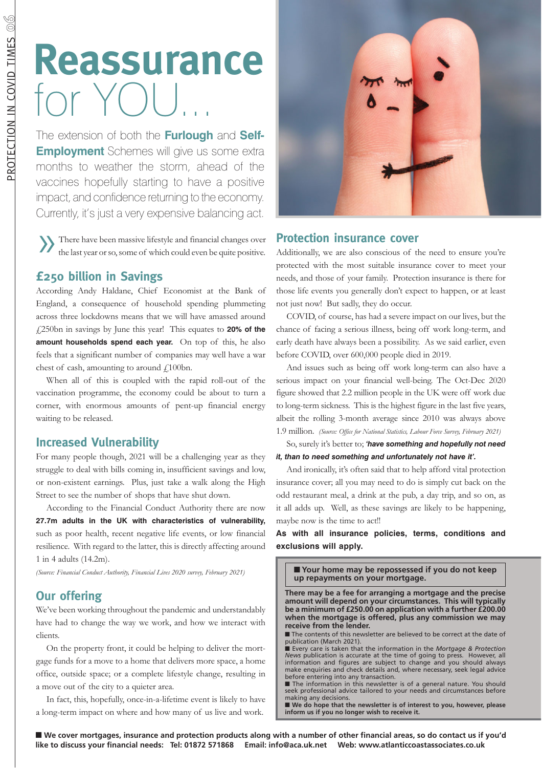# Reassurance for YOU...

The extension of both the **Furlough** and **Self-Employment** Schemes will give us some extra months to weather the storm, ahead of the vaccines hopefully starting to have a positive impact, and confidence returning to the economy. Currently, it's just a very expensive balancing act.

» There have been massive lifestyle and financial changes over the last year or so, some of which could even be quite positive.

## £250 billion in Savings

According Andy Haldane, Chief Economist at the Bank of England, a consequence of household spending plummeting across three lockdowns means that we will have amassed around £250bn in savings by June this year! This equates to **20% of the amount households spend each year.** On top of this, he also feels that a significant number of companies may well have a war chest of cash, amounting to around £100bn.

When all of this is coupled with the rapid roll-out of the vaccination programme, the economy could be about to turn a corner, with enormous amounts of pent-up financial energy waiting to be released.

## Increased Vulnerability

For many people though, 2021 will be a challenging year as they struggle to deal with bills coming in, insufficient savings and low, or non-existent earnings. Plus, just take a walk along the High Street to see the number of shops that have shut down.

According to the Financial Conduct Authority there are now **27.7m adults in the UK with characteristics of vulnerability,** such as poor health, recent negative life events, or low financial resilience. With regard to the latter, this is directly affecting around 1 in 4 adults (14.2m).

*(Source: Financial Conduct Authority, Financial Lives 2020 survey, February 2021)*

## Our offering

We've been working throughout the pandemic and understandably have had to change the way we work, and how we interact with clients.

On the property front, it could be helping to deliver the mortgage funds for a move to a home that delivers more space, a home office, outside space; or a complete lifestyle change, resulting in a move out of the city to a quieter area.

In fact, this, hopefully, once-in-a-lifetime event is likely to have a long-term impact on where and how many of us live and work.

## Protection insurance cover

Additionally, we are also conscious of the need to ensure you're protected with the most suitable insurance cover to meet your needs, and those of your family. Protection insurance is there for those life events you generally don't expect to happen, or at least not just now! But sadly, they do occur.

COVID, of course, has had a severe impact on our lives, but the chance of facing a serious illness, being off work long-term, and early death have always been a possibility. As we said earlier, even before COVID, over 600,000 people died in 2019.

And issues such as being off work long-term can also have a serious impact on your financial well-being. The Oct-Dec 2020 figure showed that 2.2 million people in the UK were off work due to long-term sickness. This is the highest figure in the last five years, albeit the rolling 3-month average since 2010 was always above 1.9 million. *(Source: Office for National Statistics, Labour Force Survey, February 2021)*

So, surely it's better to; ***'have something and hopefully not need it, than to need something and unfortunately not have it'.***

And ironically, it's often said that to help afford vital protection insurance cover; all you may need to do is simply cut back on the odd restaurant meal, a drink at the pub, a day trip, and so on, as it all adds up. Well, as these savings are likely to be happening, maybe now is the time to act!!

**As with all insurance policies, terms, conditions and exclusions will apply.**

**■ Your home may be repossessed if you do not keep up repayments on your mortgage.**

**There may be a fee for arranging a mortgage and the precise amount will depend on your circumstances. This will typically be a minimum of £250.00 on application with a further £200.00 when the mortgage is offered, plus any commission we may receive from the lender.**

■ The contents of this newsletter are believed to be correct at the date of publication (March 2021).

■ Every care is taken that the information in the *Mortgage & Protection News* publication is accurate at the time of going to press. However, all information and figures are subject to change and you should always make enquiries and check details and, where necessary, seek legal advice before entering into any transaction.

■ The information in this newsletter is of a general nature. You should seek professional advice tailored to your needs and circumstances before making any decisions.

**■ We do hope that the newsletter is of interest to you, however, please inform us if you no longer wish to receive it.**

**■ We cover mortgages, insurance and protection products along with a number of other financial areas, so do contact us if you'd like to discuss your financial needs: Tel: 01872 571868 Email: info@aca.uk.net Web: www.atlanticcoastassociates.co.uk**